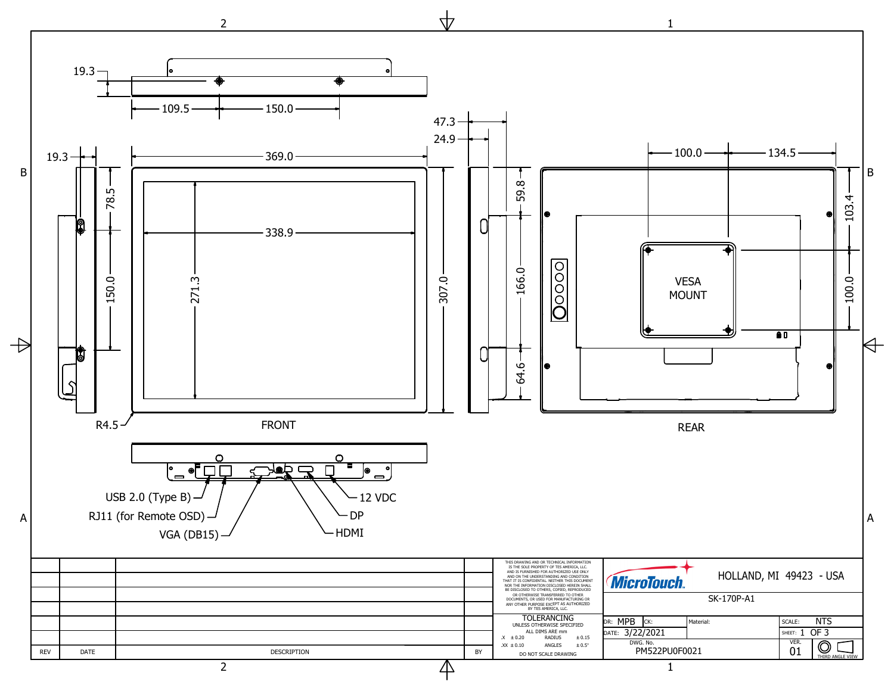19.3

109.5 — 150.0

47.3

24.9

19.3

369.0

100.0 — 134.5

78.5

150.0

338.9

271.3

307.0

59.8

166.0

64.6

103.4

100.0

VESA MOUNT

R4.5

FRONT

REAR

USB 2.0 (Type B)

RJ11 (for Remote OSD)

VGA (DB15)

12 VDC

DP

HDMI

| REV | DATE | DESCRIPTION | BY |
|---|---|---|---|
| | | | |

THIS DRAWING AND OR TECHNICAL INFORMATION IS THE SOLE PROPERTY OF TES AMERICA, LLC. AND IS FURNISHED FOR AUTHORIZED USE ONLY AND ON THE UNDERSTANDING AND CONDITION THAT IT IS CONFIDENTIAL. NEITHER THIS DOCUMENT NOR THE INFORMATION DISCLOSED HEREIN SHALL BE DISCLOSED TO OTHERS, COPIED, REPRODUCED OR OTHERWISE TRANSFERRED TO OTHER DOCUMENTS, OR USED FOR MANUFACTURING OR ANY OTHER PURPOSE EXCEPT AS AUTHORIZED BY TES AMERICA, LLC.

**TOLERANCING**
UNLESS OTHERWISE SPECIFIED
ALL DIMS ARE mm

| .X ± 0.20 | RADIUS | ± 0.15 |
|---|---|---|
| .XX ± 0.10 | ANGLES | ± 0.5° |

DO NOT SCALE DRAWING

MicroTouch. HOLLAND, MI 49423 - USA

SK-170P-A1

| DR: MPB | CK: | Material: | SCALE: NTS |
|---|---|---|---|
| DATE: 3/22/2021 | | | SHEET: 1 OF 3 |
| DWG. No. PM522PU0F0021 | | | VER. 01 — THIRD ANGLE VIEW |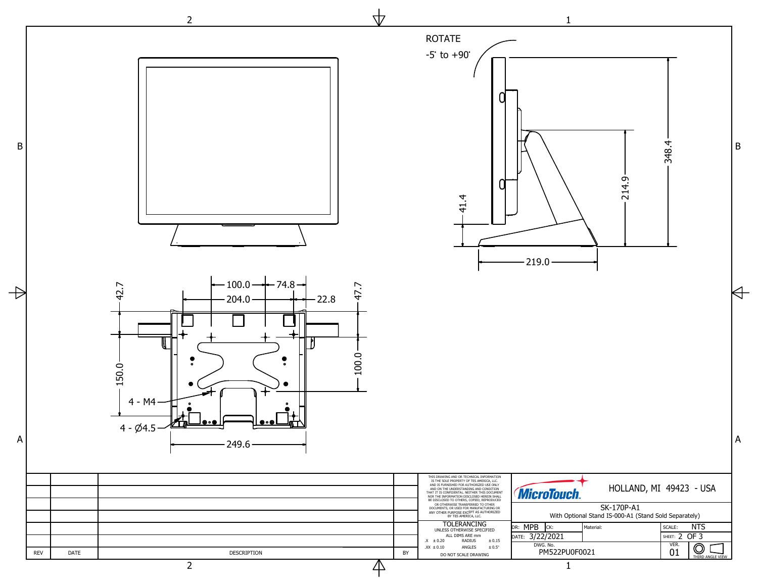ROTATE

-5° to +90°

348.4

214.9

41.4

219.0

100.0 — 74.8

204.0 — 22.8

42.7

47.7

150.0

100.0

4 - M4

4 - Ø4.5

249.6

| REV | DATE | DESCRIPTION | BY |
|---|---|---|---|
| | | | |
| | | | |
| | | | |
| | | | |
| | | | |

THIS DRAWING AND OR TECHNICAL INFORMATION IS THE SOLE PROPERTY OF TES AMERICA, LLC. AND IS FURNISHED FOR AUTHORIZED USE ONLY AND ON THE UNDERSTANDING AND CONDITION THAT IT IS CONFIDENTIAL. NEITHER THIS DOCUMENT NOR THE INFORMATION DISCLOSED HEREIN SHALL BE DISCLOSED TO OTHERS, COPIED, REPRODUCED OR OTHERWISE TRANSFERRED TO OTHER DOCUMENTS, OR USED FOR MANUFACTURING OR ANY OTHER PURPOSE EXCEPT AS AUTHORIZED BY TES AMERICA, LLC.

**TOLERANCING**
UNLESS OTHERWISE SPECIFIED
ALL DIMS ARE mm

| | | | |
|---|---|---|---|
| .X | ± 0.20 | RADIUS | ± 0.15 |
| .XX | ± 0.10 | ANGLES | ± 0.5° |

DO NOT SCALE DRAWING

MicroTouch.

HOLLAND, MI 49423 - USA

SK-170P-A1
With Optional Stand IS-000-A1 (Stand Sold Separately)

| | | | |
|---|---|---|---|
| DR: MPB | CK: | Material: | SCALE: NTS |
| DATE: 3/22/2021 | | | SHEET: 2 OF 3 |
| DWG. No. PM522PU0F0021 | | | VER. 01 |

THIRD ANGLE VIEW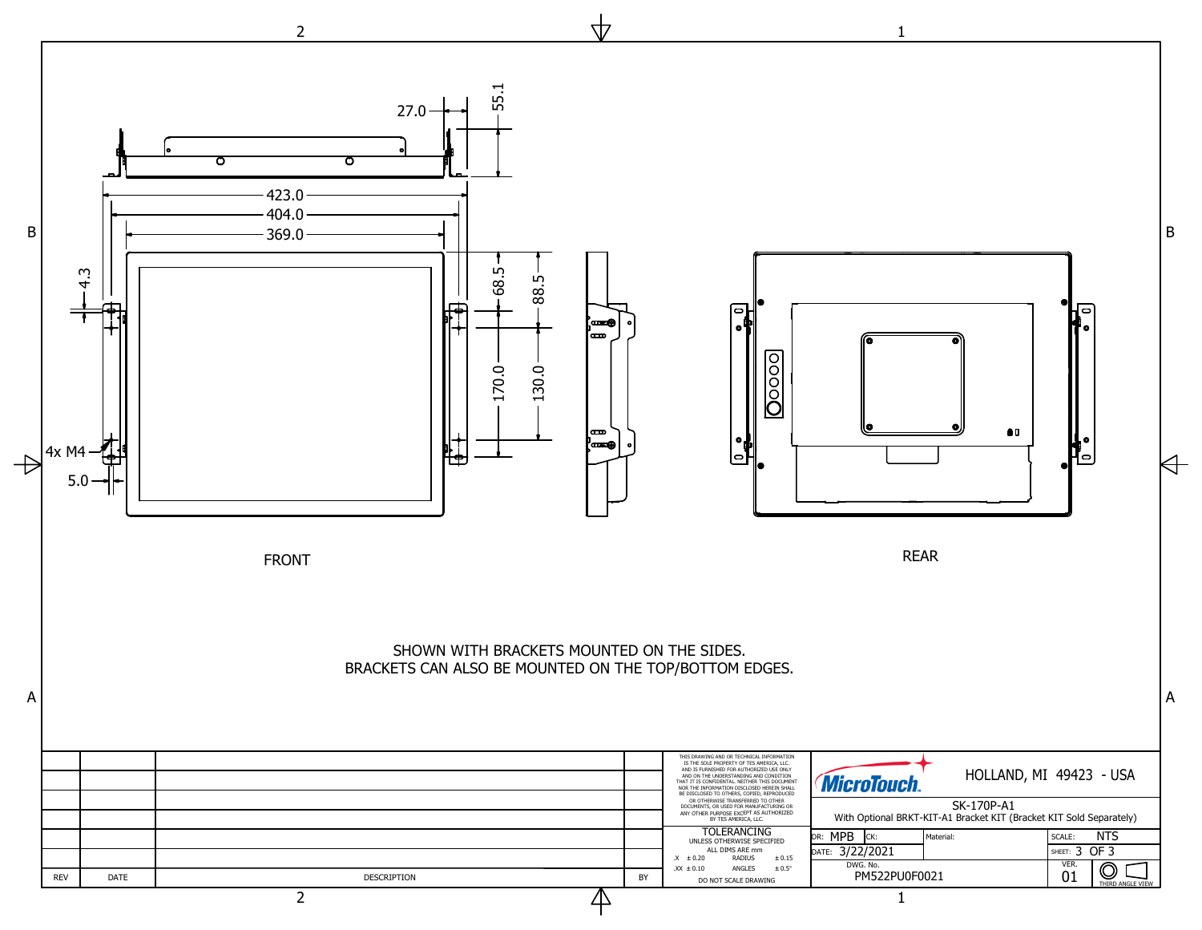27.0

55.1

423.0

404.0

369.0

4.3

68.5

88.5

170.0

130.0

4x M4

5.0

FRONT

REAR

SHOWN WITH BRACKETS MOUNTED ON THE SIDES.
BRACKETS CAN ALSO BE MOUNTED ON THE TOP/BOTTOM EDGES.

| REV | DATE | DESCRIPTION | BY |
|---|---|---|---|
| | | | |

THIS DRAWING AND OR TECHNICAL INFORMATION IS THE SOLE PROPERTY OF TES AMERICA, LLC. AND IS FURNISHED FOR AUTHORIZED USE ONLY AND ON THE UNDERSTANDING AND CONDITION THAT IT IS CONFIDENTIAL. NEITHER THIS DOCUMENT NOR THE INFORMATION DISCLOSED HEREIN SHALL BE DISCLOSED TO OTHERS, COPIED, REPRODUCED OR OTHERWISE TRANSFERRED TO OTHER DOCUMENTS, OR USED FOR MANUFACTURING OR ANY OTHER PURPOSE EXCEPT AS AUTHORIZED BY TES AMERICA, LLC.

TOLERANCING
UNLESS OTHERWISE SPECIFIED
ALL DIMS ARE mm

| | | | |
|---|---|---|---|
| .X | ± 0.20 | RADIUS | ± 0.15 |
| .XX | ± 0.10 | ANGLES | ± 0.5° |

DO NOT SCALE DRAWING

MicroTouch. HOLLAND, MI 49423 - USA

SK-170P-A1
With Optional BRKT-KIT-A1 Bracket KIT (Bracket KIT Sold Separately)

DR: MPB CK: Material: SCALE: NTS
DATE: 3/22/2021 SHEET: 3 OF 3
DWG. No. PM522PU0F0021 VER. 01 THIRD ANGLE VIEW